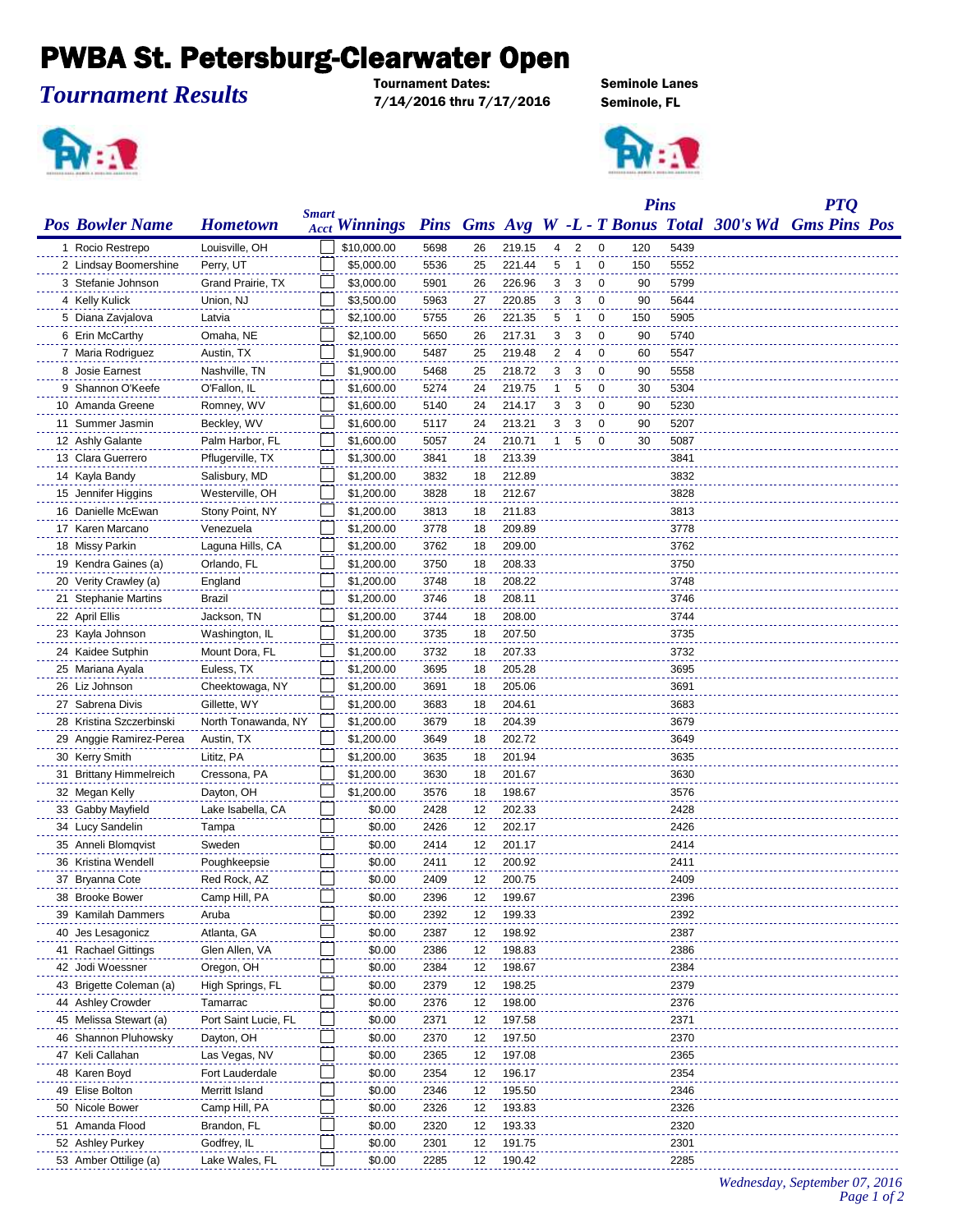# PWBA St. Petersburg-Clearwater Open

## *Tournament Results*

**Tournament Dates:**
**7/14/2016 thru 7/17/2016**

**Seminole Lanes**
**Seminole, FL**

| Pos | Bowler Name | Hometown | Smart Acct | Winnings | Pins | Gms | Avg | W | L | T | Pins Bonus | Total | 300's | Wd | PTQ Gms | PTQ Pins | Pos |
|---|---|---|---|---|---|---|---|---|---|---|---|---|---|---|---|---|---|
| 1 | Rocio Restrepo | Louisville, OH | | $10,000.00 | 5698 | 26 | 219.15 | 4 | 2 | 0 | 120 | 5439 | | | | | |
| 2 | Lindsay Boomershine | Perry, UT | | $5,000.00 | 5536 | 25 | 221.44 | 5 | 1 | 0 | 150 | 5552 | | | | | |
| 3 | Stefanie Johnson | Grand Prairie, TX | | $3,000.00 | 5901 | 26 | 226.96 | 3 | 3 | 0 | 90 | 5799 | | | | | |
| 4 | Kelly Kulick | Union, NJ | | $3,500.00 | 5963 | 27 | 220.85 | 3 | 3 | 0 | 90 | 5644 | | | | | |
| 5 | Diana Zavjalova | Latvia | | $2,100.00 | 5755 | 26 | 221.35 | 5 | 1 | 0 | 150 | 5905 | | | | | |
| 6 | Erin McCarthy | Omaha, NE | | $2,100.00 | 5650 | 26 | 217.31 | 3 | 3 | 0 | 90 | 5740 | | | | | |
| 7 | Maria Rodriguez | Austin, TX | | $1,900.00 | 5487 | 25 | 219.48 | 2 | 4 | 0 | 60 | 5547 | | | | | |
| 8 | Josie Earnest | Nashville, TN | | $1,900.00 | 5468 | 25 | 218.72 | 3 | 3 | 0 | 90 | 5558 | | | | | |
| 9 | Shannon O'Keefe | O'Fallon, IL | | $1,600.00 | 5274 | 24 | 219.75 | 1 | 5 | 0 | 30 | 5304 | | | | | |
| 10 | Amanda Greene | Romney, WV | | $1,600.00 | 5140 | 24 | 214.17 | 3 | 3 | 0 | 90 | 5230 | | | | | |
| 11 | Summer Jasmin | Beckley, WV | | $1,600.00 | 5117 | 24 | 213.21 | 3 | 3 | 0 | 90 | 5207 | | | | | |
| 12 | Ashly Galante | Palm Harbor, FL | | $1,600.00 | 5057 | 24 | 210.71 | 1 | 5 | 0 | 30 | 5087 | | | | | |
| 13 | Clara Guerrero | Pflugerville, TX | | $1,300.00 | 3841 | 18 | 213.39 | | | | | 3841 | | | | | |
| 14 | Kayla Bandy | Salisbury, MD | | $1,200.00 | 3832 | 18 | 212.89 | | | | | 3832 | | | | | |
| 15 | Jennifer Higgins | Westerville, OH | | $1,200.00 | 3828 | 18 | 212.67 | | | | | 3828 | | | | | |
| 16 | Danielle McEwan | Stony Point, NY | | $1,200.00 | 3813 | 18 | 211.83 | | | | | 3813 | | | | | |
| 17 | Karen Marcano | Venezuela | | $1,200.00 | 3778 | 18 | 209.89 | | | | | 3778 | | | | | |
| 18 | Missy Parkin | Laguna Hills, CA | | $1,200.00 | 3762 | 18 | 209.00 | | | | | 3762 | | | | | |
| 19 | Kendra Gaines (a) | Orlando, FL | | $1,200.00 | 3750 | 18 | 208.33 | | | | | 3750 | | | | | |
| 20 | Verity Crawley (a) | England | | $1,200.00 | 3748 | 18 | 208.22 | | | | | 3748 | | | | | |
| 21 | Stephanie Martins | Brazil | | $1,200.00 | 3746 | 18 | 208.11 | | | | | 3746 | | | | | |
| 22 | April Ellis | Jackson, TN | | $1,200.00 | 3744 | 18 | 208.00 | | | | | 3744 | | | | | |
| 23 | Kayla Johnson | Washington, IL | | $1,200.00 | 3735 | 18 | 207.50 | | | | | 3735 | | | | | |
| 24 | Kaidee Sutphin | Mount Dora, FL | | $1,200.00 | 3732 | 18 | 207.33 | | | | | 3732 | | | | | |
| 25 | Mariana Ayala | Euless, TX | | $1,200.00 | 3695 | 18 | 205.28 | | | | | 3695 | | | | | |
| 26 | Liz Johnson | Cheektowaga, NY | | $1,200.00 | 3691 | 18 | 205.06 | | | | | 3691 | | | | | |
| 27 | Sabrena Divis | Gillette, WY | | $1,200.00 | 3683 | 18 | 204.61 | | | | | 3683 | | | | | |
| 28 | Kristina Szczerbinski | North Tonawanda, NY | | $1,200.00 | 3679 | 18 | 204.39 | | | | | 3679 | | | | | |
| 29 | Anggie Ramirez-Perea | Austin, TX | | $1,200.00 | 3649 | 18 | 202.72 | | | | | 3649 | | | | | |
| 30 | Kerry Smith | Lititz, PA | | $1,200.00 | 3635 | 18 | 201.94 | | | | | 3635 | | | | | |
| 31 | Brittany Himmelreich | Cressona, PA | | $1,200.00 | 3630 | 18 | 201.67 | | | | | 3630 | | | | | |
| 32 | Megan Kelly | Dayton, OH | | $1,200.00 | 3576 | 18 | 198.67 | | | | | 3576 | | | | | |
| 33 | Gabby Mayfield | Lake Isabella, CA | | $0.00 | 2428 | 12 | 202.33 | | | | | 2428 | | | | | |
| 34 | Lucy Sandelin | Tampa | | $0.00 | 2426 | 12 | 202.17 | | | | | 2426 | | | | | |
| 35 | Anneli Blomqvist | Sweden | | $0.00 | 2414 | 12 | 201.17 | | | | | 2414 | | | | | |
| 36 | Kristina Wendell | Poughkeepsie | | $0.00 | 2411 | 12 | 200.92 | | | | | 2411 | | | | | |
| 37 | Bryanna Cote | Red Rock, AZ | | $0.00 | 2409 | 12 | 200.75 | | | | | 2409 | | | | | |
| 38 | Brooke Bower | Camp Hill, PA | | $0.00 | 2396 | 12 | 199.67 | | | | | 2396 | | | | | |
| 39 | Kamilah Dammers | Aruba | | $0.00 | 2392 | 12 | 199.33 | | | | | 2392 | | | | | |
| 40 | Jes Lesagonicz | Atlanta, GA | | $0.00 | 2387 | 12 | 198.92 | | | | | 2387 | | | | | |
| 41 | Rachael Gittings | Glen Allen, VA | | $0.00 | 2386 | 12 | 198.83 | | | | | 2386 | | | | | |
| 42 | Jodi Woessner | Oregon, OH | | $0.00 | 2384 | 12 | 198.67 | | | | | 2384 | | | | | |
| 43 | Brigette Coleman (a) | High Springs, FL | | $0.00 | 2379 | 12 | 198.25 | | | | | 2379 | | | | | |
| 44 | Ashley Crowder | Tamarrac | | $0.00 | 2376 | 12 | 198.00 | | | | | 2376 | | | | | |
| 45 | Melissa Stewart (a) | Port Saint Lucie, FL | | $0.00 | 2371 | 12 | 197.58 | | | | | 2371 | | | | | |
| 46 | Shannon Pluhowsky | Dayton, OH | | $0.00 | 2370 | 12 | 197.50 | | | | | 2370 | | | | | |
| 47 | Keli Callahan | Las Vegas, NV | | $0.00 | 2365 | 12 | 197.08 | | | | | 2365 | | | | | |
| 48 | Karen Boyd | Fort Lauderdale | | $0.00 | 2354 | 12 | 196.17 | | | | | 2354 | | | | | |
| 49 | Elise Bolton | Merritt Island | | $0.00 | 2346 | 12 | 195.50 | | | | | 2346 | | | | | |
| 50 | Nicole Bower | Camp Hill, PA | | $0.00 | 2326 | 12 | 193.83 | | | | | 2326 | | | | | |
| 51 | Amanda Flood | Brandon, FL | | $0.00 | 2320 | 12 | 193.33 | | | | | 2320 | | | | | |
| 52 | Ashley Purkey | Godfrey, IL | | $0.00 | 2301 | 12 | 191.75 | | | | | 2301 | | | | | |
| 53 | Amber Ottilige (a) | Lake Wales, FL | | $0.00 | 2285 | 12 | 190.42 | | | | | 2285 | | | | | |

*Wednesday, September 07, 2016*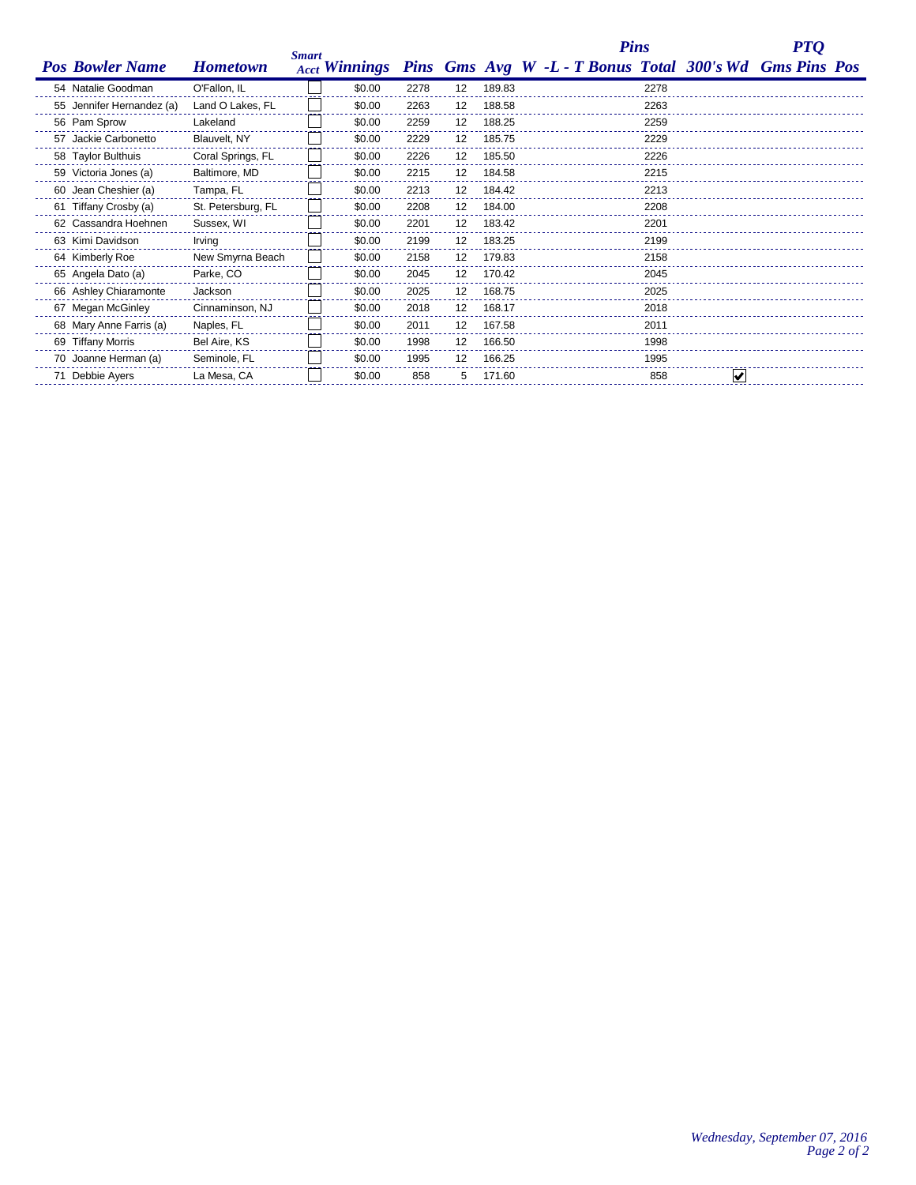| Pos | Bowler Name | Hometown | Smart Acct | Winnings | Pins | Gms | Avg | W -L - T | Pins Bonus | Total | 300's | Wd | PTQ Gms | PTQ Pins | Pos |
|---|---|---|---|---|---|---|---|---|---|---|---|---|---|---|---|
| 54 | Natalie Goodman | O'Fallon, IL | ☐ | $0.00 | 2278 | 12 | 189.83 | | | 2278 | | | | | |
| 55 | Jennifer Hernandez (a) | Land O Lakes, FL | ☐ | $0.00 | 2263 | 12 | 188.58 | | | 2263 | | | | | |
| 56 | Pam Sprow | Lakeland | ☐ | $0.00 | 2259 | 12 | 188.25 | | | 2259 | | | | | |
| 57 | Jackie Carbonetto | Blauvelt, NY | ☐ | $0.00 | 2229 | 12 | 185.75 | | | 2229 | | | | | |
| 58 | Taylor Bulthuis | Coral Springs, FL | ☐ | $0.00 | 2226 | 12 | 185.50 | | | 2226 | | | | | |
| 59 | Victoria Jones (a) | Baltimore, MD | ☐ | $0.00 | 2215 | 12 | 184.58 | | | 2215 | | | | | |
| 60 | Jean Cheshier (a) | Tampa, FL | ☐ | $0.00 | 2213 | 12 | 184.42 | | | 2213 | | | | | |
| 61 | Tiffany Crosby (a) | St. Petersburg, FL | ☐ | $0.00 | 2208 | 12 | 184.00 | | | 2208 | | | | | |
| 62 | Cassandra Hoehnen | Sussex, WI | ☐ | $0.00 | 2201 | 12 | 183.42 | | | 2201 | | | | | |
| 63 | Kimi Davidson | Irving | ☐ | $0.00 | 2199 | 12 | 183.25 | | | 2199 | | | | | |
| 64 | Kimberly Roe | New Smyrna Beach | ☐ | $0.00 | 2158 | 12 | 179.83 | | | 2158 | | | | | |
| 65 | Angela Dato (a) | Parke, CO | ☐ | $0.00 | 2045 | 12 | 170.42 | | | 2045 | | | | | |
| 66 | Ashley Chiaramonte | Jackson | ☐ | $0.00 | 2025 | 12 | 168.75 | | | 2025 | | | | | |
| 67 | Megan McGinley | Cinnaminson, NJ | ☐ | $0.00 | 2018 | 12 | 168.17 | | | 2018 | | | | | |
| 68 | Mary Anne Farris (a) | Naples, FL | ☐ | $0.00 | 2011 | 12 | 167.58 | | | 2011 | | | | | |
| 69 | Tiffany Morris | Bel Aire, KS | ☐ | $0.00 | 1998 | 12 | 166.50 | | | 1998 | | | | | |
| 70 | Joanne Herman (a) | Seminole, FL | ☐ | $0.00 | 1995 | 12 | 166.25 | | | 1995 | | | | | |
| 71 | Debbie Ayers | La Mesa, CA | ☐ | $0.00 | 858 | 5 | 171.60 | | | 858 | | ☑ | | | |